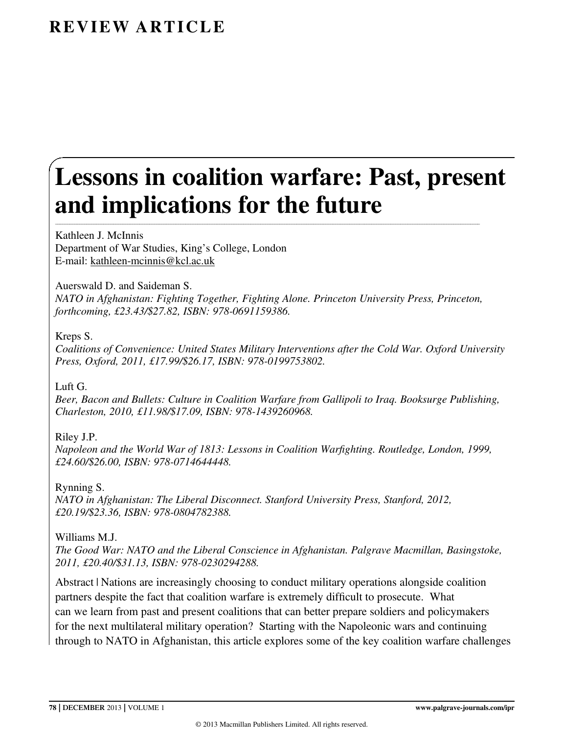**REVIEW ARTICLE**

# Lessons in coalition warfare: Past, present and implications for the future

Kathleen J. McInnis
Department of War Studies, King's College, London
E-mail: kathleen-mcinnis@kcl.ac.uk

Auerswald D. and Saideman S.
*NATO in Afghanistan: Fighting Together, Fighting Alone. Princeton University Press, Princeton, forthcoming, £23.43/$27.82, ISBN: 978-0691159386.*

Kreps S.
*Coalitions of Convenience: United States Military Interventions after the Cold War. Oxford University Press, Oxford, 2011, £17.99/$26.17, ISBN: 978-0199753802.*

Luft G.
*Beer, Bacon and Bullets: Culture in Coalition Warfare from Gallipoli to Iraq. Booksurge Publishing, Charleston, 2010, £11.98/$17.09, ISBN: 978-1439260968.*

Riley J.P.
*Napoleon and the World War of 1813: Lessons in Coalition Warfighting. Routledge, London, 1999, £24.60/$26.00, ISBN: 978-0714644448.*

Rynning S.
*NATO in Afghanistan: The Liberal Disconnect. Stanford University Press, Stanford, 2012, £20.19/$23.36, ISBN: 978-0804782388.*

Williams M.J.
*The Good War: NATO and the Liberal Conscience in Afghanistan. Palgrave Macmillan, Basingstoke, 2011, £20.40/$31.13, ISBN: 978-0230294288.*

Abstract | Nations are increasingly choosing to conduct military operations alongside coalition partners despite the fact that coalition warfare is extremely difficult to prosecute. What can we learn from past and present coalitions that can better prepare soldiers and policymakers for the next multilateral military operation? Starting with the Napoleonic wars and continuing through to NATO in Afghanistan, this article explores some of the key coalition warfare challenges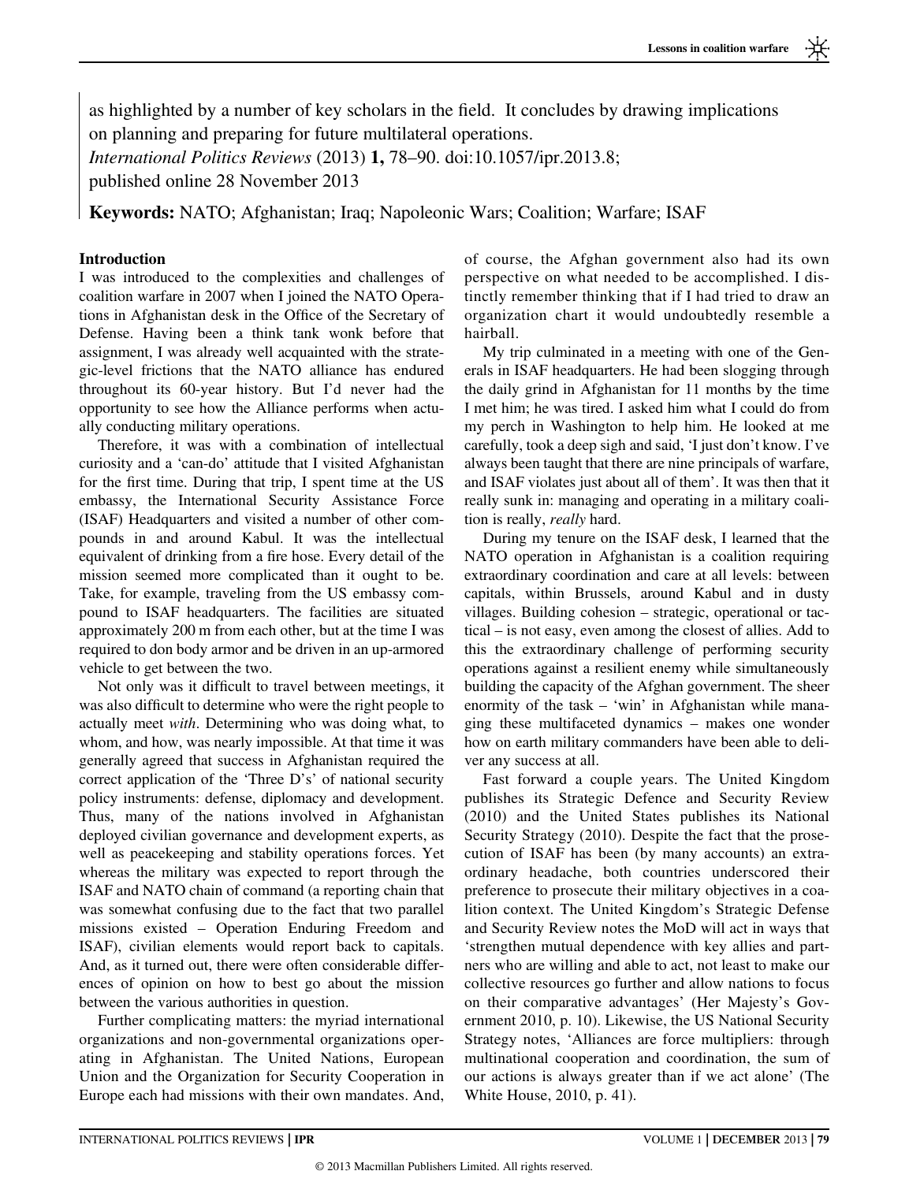as highlighted by a number of key scholars in the field. It concludes by drawing implications on planning and preparing for future multilateral operations.

*International Politics Reviews* (2013) **1,** 78–90. doi:10.1057/ipr.2013.8; published online 28 November 2013

**Keywords:** NATO; Afghanistan; Iraq; Napoleonic Wars; Coalition; Warfare; ISAF

## Introduction

I was introduced to the complexities and challenges of coalition warfare in 2007 when I joined the NATO Operations in Afghanistan desk in the Office of the Secretary of Defense. Having been a think tank wonk before that assignment, I was already well acquainted with the strategic-level frictions that the NATO alliance has endured throughout its 60-year history. But I'd never had the opportunity to see how the Alliance performs when actually conducting military operations.

Therefore, it was with a combination of intellectual curiosity and a 'can-do' attitude that I visited Afghanistan for the first time. During that trip, I spent time at the US embassy, the International Security Assistance Force (ISAF) Headquarters and visited a number of other compounds in and around Kabul. It was the intellectual equivalent of drinking from a fire hose. Every detail of the mission seemed more complicated than it ought to be. Take, for example, traveling from the US embassy compound to ISAF headquarters. The facilities are situated approximately 200 m from each other, but at the time I was required to don body armor and be driven in an up-armored vehicle to get between the two.

Not only was it difficult to travel between meetings, it was also difficult to determine who were the right people to actually meet *with*. Determining who was doing what, to whom, and how, was nearly impossible. At that time it was generally agreed that success in Afghanistan required the correct application of the 'Three D's' of national security policy instruments: defense, diplomacy and development. Thus, many of the nations involved in Afghanistan deployed civilian governance and development experts, as well as peacekeeping and stability operations forces. Yet whereas the military was expected to report through the ISAF and NATO chain of command (a reporting chain that was somewhat confusing due to the fact that two parallel missions existed – Operation Enduring Freedom and ISAF), civilian elements would report back to capitals. And, as it turned out, there were often considerable differences of opinion on how to best go about the mission between the various authorities in question.

Further complicating matters: the myriad international organizations and non-governmental organizations operating in Afghanistan. The United Nations, European Union and the Organization for Security Cooperation in Europe each had missions with their own mandates. And, of course, the Afghan government also had its own perspective on what needed to be accomplished. I distinctly remember thinking that if I had tried to draw an organization chart it would undoubtedly resemble a hairball.

My trip culminated in a meeting with one of the Generals in ISAF headquarters. He had been slogging through the daily grind in Afghanistan for 11 months by the time I met him; he was tired. I asked him what I could do from my perch in Washington to help him. He looked at me carefully, took a deep sigh and said, 'I just don't know. I've always been taught that there are nine principals of warfare, and ISAF violates just about all of them'. It was then that it really sunk in: managing and operating in a military coalition is really, *really* hard.

During my tenure on the ISAF desk, I learned that the NATO operation in Afghanistan is a coalition requiring extraordinary coordination and care at all levels: between capitals, within Brussels, around Kabul and in dusty villages. Building cohesion – strategic, operational or tactical – is not easy, even among the closest of allies. Add to this the extraordinary challenge of performing security operations against a resilient enemy while simultaneously building the capacity of the Afghan government. The sheer enormity of the task – 'win' in Afghanistan while managing these multifaceted dynamics – makes one wonder how on earth military commanders have been able to deliver any success at all.

Fast forward a couple years. The United Kingdom publishes its Strategic Defence and Security Review (2010) and the United States publishes its National Security Strategy (2010). Despite the fact that the prosecution of ISAF has been (by many accounts) an extraordinary headache, both countries underscored their preference to prosecute their military objectives in a coalition context. The United Kingdom's Strategic Defense and Security Review notes the MoD will act in ways that 'strengthen mutual dependence with key allies and partners who are willing and able to act, not least to make our collective resources go further and allow nations to focus on their comparative advantages' (Her Majesty's Government 2010, p. 10). Likewise, the US National Security Strategy notes, 'Alliances are force multipliers: through multinational cooperation and coordination, the sum of our actions is always greater than if we act alone' (The White House, 2010, p. 41).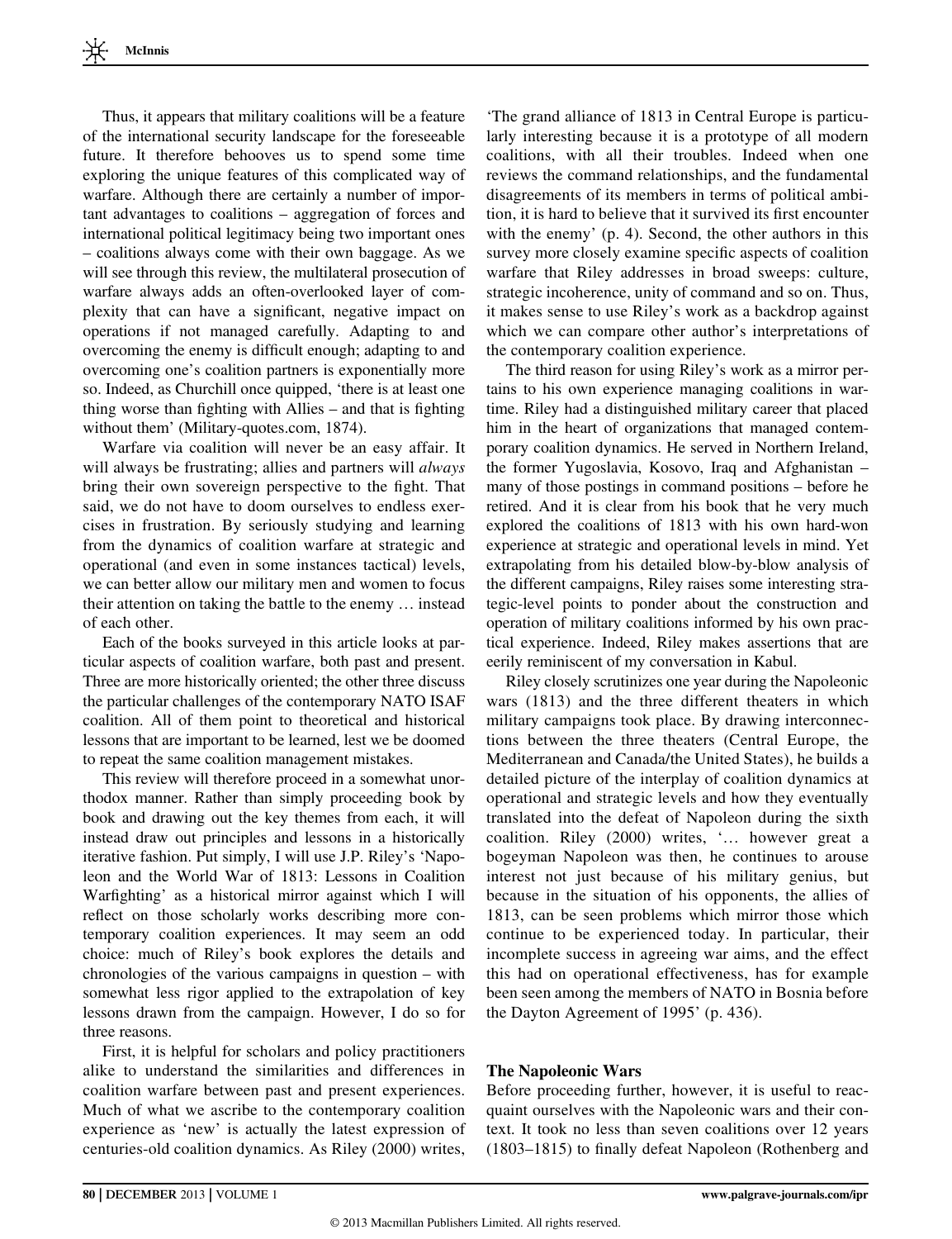Thus, it appears that military coalitions will be a feature of the international security landscape for the foreseeable future. It therefore behooves us to spend some time exploring the unique features of this complicated way of warfare. Although there are certainly a number of important advantages to coalitions – aggregation of forces and international political legitimacy being two important ones – coalitions always come with their own baggage. As we will see through this review, the multilateral prosecution of warfare always adds an often-overlooked layer of complexity that can have a significant, negative impact on operations if not managed carefully. Adapting to and overcoming the enemy is difficult enough; adapting to and overcoming one's coalition partners is exponentially more so. Indeed, as Churchill once quipped, 'there is at least one thing worse than fighting with Allies – and that is fighting without them' (Military-quotes.com, 1874).

Warfare via coalition will never be an easy affair. It will always be frustrating; allies and partners will *always* bring their own sovereign perspective to the fight. That said, we do not have to doom ourselves to endless exercises in frustration. By seriously studying and learning from the dynamics of coalition warfare at strategic and operational (and even in some instances tactical) levels, we can better allow our military men and women to focus their attention on taking the battle to the enemy … instead of each other.

Each of the books surveyed in this article looks at particular aspects of coalition warfare, both past and present. Three are more historically oriented; the other three discuss the particular challenges of the contemporary NATO ISAF coalition. All of them point to theoretical and historical lessons that are important to be learned, lest we be doomed to repeat the same coalition management mistakes.

This review will therefore proceed in a somewhat unorthodox manner. Rather than simply proceeding book by book and drawing out the key themes from each, it will instead draw out principles and lessons in a historically iterative fashion. Put simply, I will use J.P. Riley's 'Napoleon and the World War of 1813: Lessons in Coalition Warfighting' as a historical mirror against which I will reflect on those scholarly works describing more contemporary coalition experiences. It may seem an odd choice: much of Riley's book explores the details and chronologies of the various campaigns in question – with somewhat less rigor applied to the extrapolation of key lessons drawn from the campaign. However, I do so for three reasons.

First, it is helpful for scholars and policy practitioners alike to understand the similarities and differences in coalition warfare between past and present experiences. Much of what we ascribe to the contemporary coalition experience as 'new' is actually the latest expression of centuries-old coalition dynamics. As Riley (2000) writes, 'The grand alliance of 1813 in Central Europe is particularly interesting because it is a prototype of all modern coalitions, with all their troubles. Indeed when one reviews the command relationships, and the fundamental disagreements of its members in terms of political ambition, it is hard to believe that it survived its first encounter with the enemy' (p. 4). Second, the other authors in this survey more closely examine specific aspects of coalition warfare that Riley addresses in broad sweeps: culture, strategic incoherence, unity of command and so on. Thus, it makes sense to use Riley's work as a backdrop against which we can compare other author's interpretations of the contemporary coalition experience.

The third reason for using Riley's work as a mirror pertains to his own experience managing coalitions in wartime. Riley had a distinguished military career that placed him in the heart of organizations that managed contemporary coalition dynamics. He served in Northern Ireland, the former Yugoslavia, Kosovo, Iraq and Afghanistan – many of those postings in command positions – before he retired. And it is clear from his book that he very much explored the coalitions of 1813 with his own hard-won experience at strategic and operational levels in mind. Yet extrapolating from his detailed blow-by-blow analysis of the different campaigns, Riley raises some interesting strategic-level points to ponder about the construction and operation of military coalitions informed by his own practical experience. Indeed, Riley makes assertions that are eerily reminiscent of my conversation in Kabul.

Riley closely scrutinizes one year during the Napoleonic wars (1813) and the three different theaters in which military campaigns took place. By drawing interconnections between the three theaters (Central Europe, the Mediterranean and Canada/the United States), he builds a detailed picture of the interplay of coalition dynamics at operational and strategic levels and how they eventually translated into the defeat of Napoleon during the sixth coalition. Riley (2000) writes, '… however great a bogeyman Napoleon was then, he continues to arouse interest not just because of his military genius, but because in the situation of his opponents, the allies of 1813, can be seen problems which mirror those which continue to be experienced today. In particular, their incomplete success in agreeing war aims, and the effect this had on operational effectiveness, has for example been seen among the members of NATO in Bosnia before the Dayton Agreement of 1995' (p. 436).

## The Napoleonic Wars

Before proceeding further, however, it is useful to reacquaint ourselves with the Napoleonic wars and their context. It took no less than seven coalitions over 12 years (1803–1815) to finally defeat Napoleon (Rothenberg and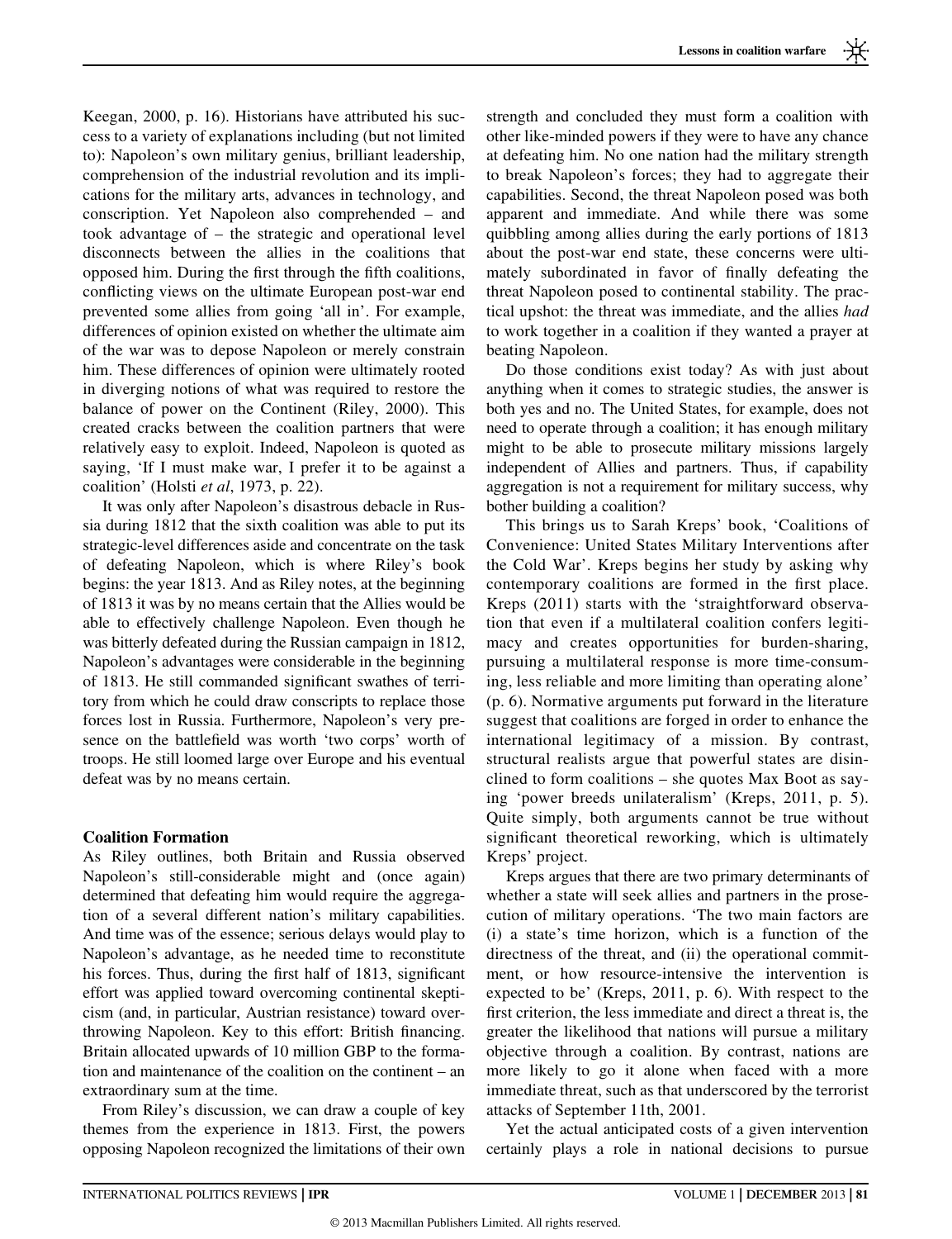Keegan, 2000, p. 16). Historians have attributed his success to a variety of explanations including (but not limited to): Napoleon's own military genius, brilliant leadership, comprehension of the industrial revolution and its implications for the military arts, advances in technology, and conscription. Yet Napoleon also comprehended – and took advantage of – the strategic and operational level disconnects between the allies in the coalitions that opposed him. During the first through the fifth coalitions, conflicting views on the ultimate European post-war end prevented some allies from going 'all in'. For example, differences of opinion existed on whether the ultimate aim of the war was to depose Napoleon or merely constrain him. These differences of opinion were ultimately rooted in diverging notions of what was required to restore the balance of power on the Continent (Riley, 2000). This created cracks between the coalition partners that were relatively easy to exploit. Indeed, Napoleon is quoted as saying, 'If I must make war, I prefer it to be against a coalition' (Holsti *et al*, 1973, p. 22).

It was only after Napoleon's disastrous debacle in Russia during 1812 that the sixth coalition was able to put its strategic-level differences aside and concentrate on the task of defeating Napoleon, which is where Riley's book begins: the year 1813. And as Riley notes, at the beginning of 1813 it was by no means certain that the Allies would be able to effectively challenge Napoleon. Even though he was bitterly defeated during the Russian campaign in 1812, Napoleon's advantages were considerable in the beginning of 1813. He still commanded significant swathes of territory from which he could draw conscripts to replace those forces lost in Russia. Furthermore, Napoleon's very presence on the battlefield was worth 'two corps' worth of troops. He still loomed large over Europe and his eventual defeat was by no means certain.

### Coalition Formation

As Riley outlines, both Britain and Russia observed Napoleon's still-considerable might and (once again) determined that defeating him would require the aggregation of a several different nation's military capabilities. And time was of the essence; serious delays would play to Napoleon's advantage, as he needed time to reconstitute his forces. Thus, during the first half of 1813, significant effort was applied toward overcoming continental skepticism (and, in particular, Austrian resistance) toward overthrowing Napoleon. Key to this effort: British financing. Britain allocated upwards of 10 million GBP to the formation and maintenance of the coalition on the continent – an extraordinary sum at the time.

From Riley's discussion, we can draw a couple of key themes from the experience in 1813. First, the powers opposing Napoleon recognized the limitations of their own strength and concluded they must form a coalition with other like-minded powers if they were to have any chance at defeating him. No one nation had the military strength to break Napoleon's forces; they had to aggregate their capabilities. Second, the threat Napoleon posed was both apparent and immediate. And while there was some quibbling among allies during the early portions of 1813 about the post-war end state, these concerns were ultimately subordinated in favor of finally defeating the threat Napoleon posed to continental stability. The practical upshot: the threat was immediate, and the allies *had* to work together in a coalition if they wanted a prayer at beating Napoleon.

Do those conditions exist today? As with just about anything when it comes to strategic studies, the answer is both yes and no. The United States, for example, does not need to operate through a coalition; it has enough military might to be able to prosecute military missions largely independent of Allies and partners. Thus, if capability aggregation is not a requirement for military success, why bother building a coalition?

This brings us to Sarah Kreps' book, 'Coalitions of Convenience: United States Military Interventions after the Cold War'. Kreps begins her study by asking why contemporary coalitions are formed in the first place. Kreps (2011) starts with the 'straightforward observation that even if a multilateral coalition confers legitimacy and creates opportunities for burden-sharing, pursuing a multilateral response is more time-consuming, less reliable and more limiting than operating alone' (p. 6). Normative arguments put forward in the literature suggest that coalitions are forged in order to enhance the international legitimacy of a mission. By contrast, structural realists argue that powerful states are disinclined to form coalitions – she quotes Max Boot as saying 'power breeds unilateralism' (Kreps, 2011, p. 5). Quite simply, both arguments cannot be true without significant theoretical reworking, which is ultimately Kreps' project.

Kreps argues that there are two primary determinants of whether a state will seek allies and partners in the prosecution of military operations. 'The two main factors are (i) a state's time horizon, which is a function of the directness of the threat, and (ii) the operational commitment, or how resource-intensive the intervention is expected to be' (Kreps, 2011, p. 6). With respect to the first criterion, the less immediate and direct a threat is, the greater the likelihood that nations will pursue a military objective through a coalition. By contrast, nations are more likely to go it alone when faced with a more immediate threat, such as that underscored by the terrorist attacks of September 11th, 2001.

Yet the actual anticipated costs of a given intervention certainly plays a role in national decisions to pursue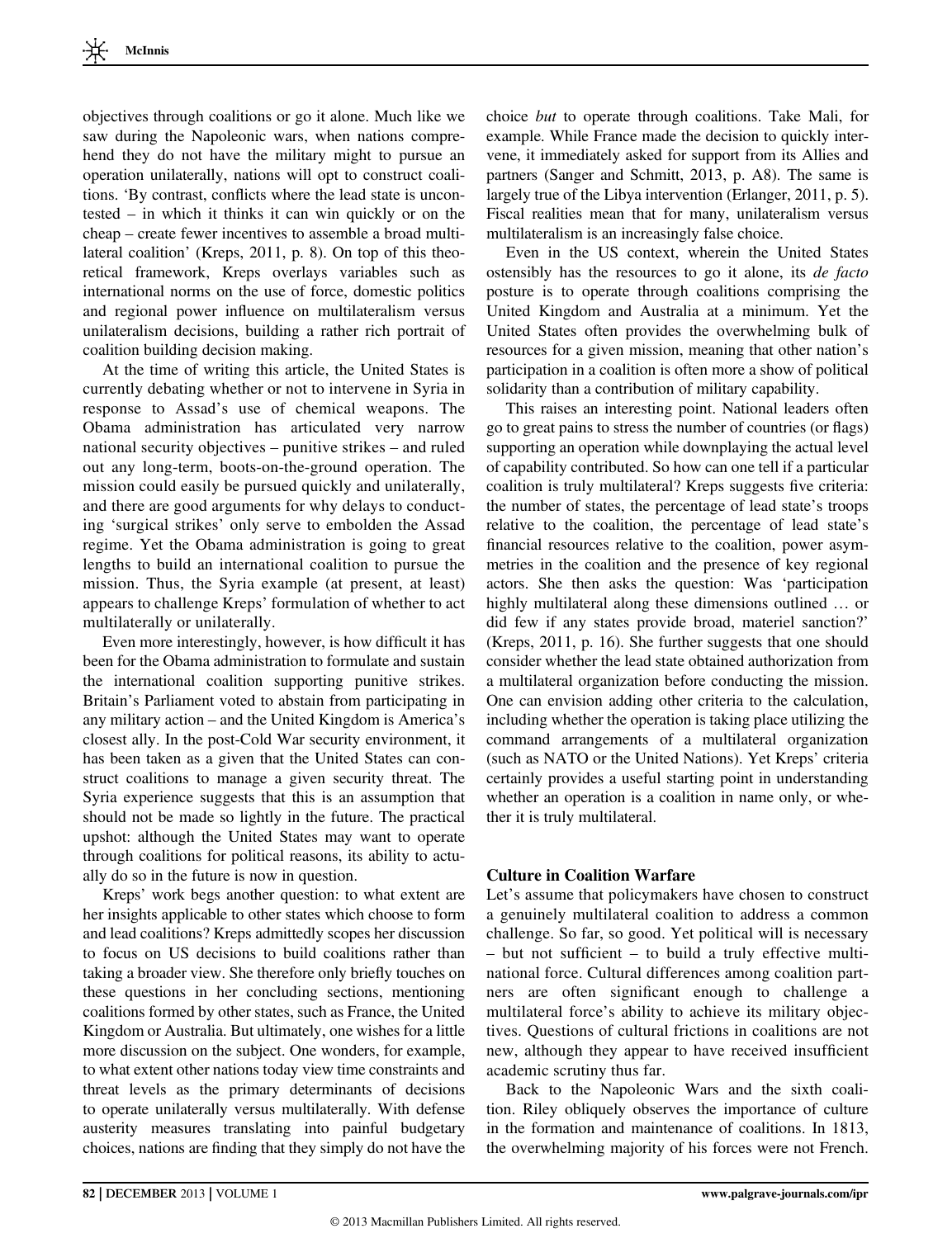objectives through coalitions or go it alone. Much like we saw during the Napoleonic wars, when nations comprehend they do not have the military might to pursue an operation unilaterally, nations will opt to construct coalitions. 'By contrast, conflicts where the lead state is uncontested – in which it thinks it can win quickly or on the cheap – create fewer incentives to assemble a broad multilateral coalition' (Kreps, 2011, p. 8). On top of this theoretical framework, Kreps overlays variables such as international norms on the use of force, domestic politics and regional power influence on multilateralism versus unilateralism decisions, building a rather rich portrait of coalition building decision making.

At the time of writing this article, the United States is currently debating whether or not to intervene in Syria in response to Assad's use of chemical weapons. The Obama administration has articulated very narrow national security objectives – punitive strikes – and ruled out any long-term, boots-on-the-ground operation. The mission could easily be pursued quickly and unilaterally, and there are good arguments for why delays to conducting 'surgical strikes' only serve to embolden the Assad regime. Yet the Obama administration is going to great lengths to build an international coalition to pursue the mission. Thus, the Syria example (at present, at least) appears to challenge Kreps' formulation of whether to act multilaterally or unilaterally.

Even more interestingly, however, is how difficult it has been for the Obama administration to formulate and sustain the international coalition supporting punitive strikes. Britain's Parliament voted to abstain from participating in any military action – and the United Kingdom is America's closest ally. In the post-Cold War security environment, it has been taken as a given that the United States can construct coalitions to manage a given security threat. The Syria experience suggests that this is an assumption that should not be made so lightly in the future. The practical upshot: although the United States may want to operate through coalitions for political reasons, its ability to actually do so in the future is now in question.

Kreps' work begs another question: to what extent are her insights applicable to other states which choose to form and lead coalitions? Kreps admittedly scopes her discussion to focus on US decisions to build coalitions rather than taking a broader view. She therefore only briefly touches on these questions in her concluding sections, mentioning coalitions formed by other states, such as France, the United Kingdom or Australia. But ultimately, one wishes for a little more discussion on the subject. One wonders, for example, to what extent other nations today view time constraints and threat levels as the primary determinants of decisions to operate unilaterally versus multilaterally. With defense austerity measures translating into painful budgetary choices, nations are finding that they simply do not have the choice *but* to operate through coalitions. Take Mali, for example. While France made the decision to quickly intervene, it immediately asked for support from its Allies and partners (Sanger and Schmitt, 2013, p. A8). The same is largely true of the Libya intervention (Erlanger, 2011, p. 5). Fiscal realities mean that for many, unilateralism versus multilateralism is an increasingly false choice.

Even in the US context, wherein the United States ostensibly has the resources to go it alone, its *de facto* posture is to operate through coalitions comprising the United Kingdom and Australia at a minimum. Yet the United States often provides the overwhelming bulk of resources for a given mission, meaning that other nation's participation in a coalition is often more a show of political solidarity than a contribution of military capability.

This raises an interesting point. National leaders often go to great pains to stress the number of countries (or flags) supporting an operation while downplaying the actual level of capability contributed. So how can one tell if a particular coalition is truly multilateral? Kreps suggests five criteria: the number of states, the percentage of lead state's troops relative to the coalition, the percentage of lead state's financial resources relative to the coalition, power asymmetries in the coalition and the presence of key regional actors. She then asks the question: Was 'participation highly multilateral along these dimensions outlined … or did few if any states provide broad, materiel sanction?' (Kreps, 2011, p. 16). She further suggests that one should consider whether the lead state obtained authorization from a multilateral organization before conducting the mission. One can envision adding other criteria to the calculation, including whether the operation is taking place utilizing the command arrangements of a multilateral organization (such as NATO or the United Nations). Yet Kreps' criteria certainly provides a useful starting point in understanding whether an operation is a coalition in name only, or whether it is truly multilateral.

## Culture in Coalition Warfare

Let's assume that policymakers have chosen to construct a genuinely multilateral coalition to address a common challenge. So far, so good. Yet political will is necessary – but not sufficient – to build a truly effective multinational force. Cultural differences among coalition partners are often significant enough to challenge a multilateral force's ability to achieve its military objectives. Questions of cultural frictions in coalitions are not new, although they appear to have received insufficient academic scrutiny thus far.

Back to the Napoleonic Wars and the sixth coalition. Riley obliquely observes the importance of culture in the formation and maintenance of coalitions. In 1813, the overwhelming majority of his forces were not French.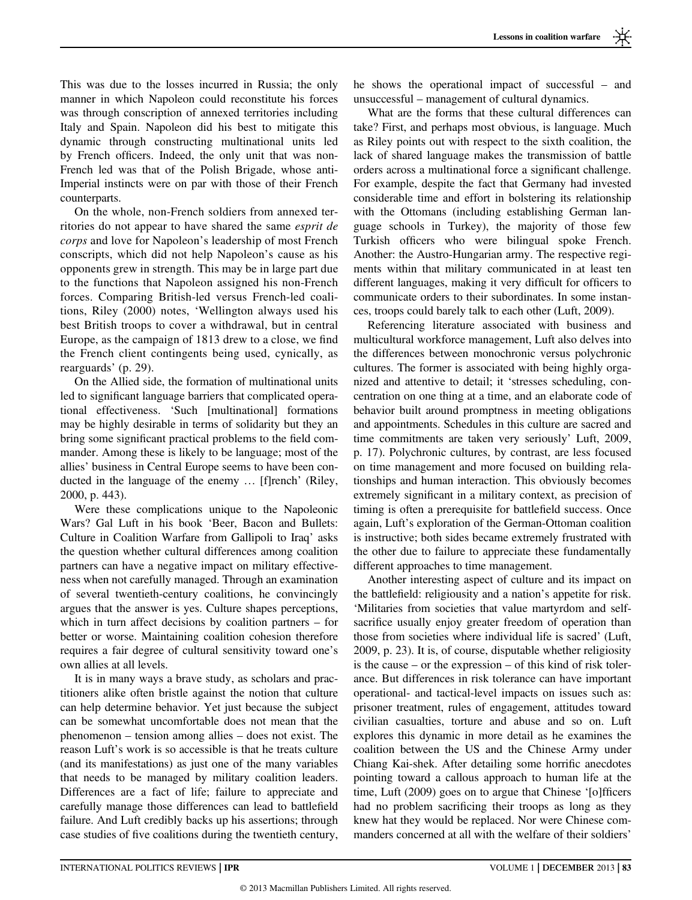This was due to the losses incurred in Russia; the only manner in which Napoleon could reconstitute his forces was through conscription of annexed territories including Italy and Spain. Napoleon did his best to mitigate this dynamic through constructing multinational units led by French officers. Indeed, the only unit that was non-French led was that of the Polish Brigade, whose anti-Imperial instincts were on par with those of their French counterparts.

On the whole, non-French soldiers from annexed territories do not appear to have shared the same *esprit de corps* and love for Napoleon's leadership of most French conscripts, which did not help Napoleon's cause as his opponents grew in strength. This may be in large part due to the functions that Napoleon assigned his non-French forces. Comparing British-led versus French-led coalitions, Riley (2000) notes, 'Wellington always used his best British troops to cover a withdrawal, but in central Europe, as the campaign of 1813 drew to a close, we find the French client contingents being used, cynically, as rearguards' (p. 29).

On the Allied side, the formation of multinational units led to significant language barriers that complicated operational effectiveness. 'Such [multinational] formations may be highly desirable in terms of solidarity but they an bring some significant practical problems to the field commander. Among these is likely to be language; most of the allies' business in Central Europe seems to have been conducted in the language of the enemy … [f]rench' (Riley, 2000, p. 443).

Were these complications unique to the Napoleonic Wars? Gal Luft in his book 'Beer, Bacon and Bullets: Culture in Coalition Warfare from Gallipoli to Iraq' asks the question whether cultural differences among coalition partners can have a negative impact on military effectiveness when not carefully managed. Through an examination of several twentieth-century coalitions, he convincingly argues that the answer is yes. Culture shapes perceptions, which in turn affect decisions by coalition partners – for better or worse. Maintaining coalition cohesion therefore requires a fair degree of cultural sensitivity toward one's own allies at all levels.

It is in many ways a brave study, as scholars and practitioners alike often bristle against the notion that culture can help determine behavior. Yet just because the subject can be somewhat uncomfortable does not mean that the phenomenon – tension among allies – does not exist. The reason Luft's work is so accessible is that he treats culture (and its manifestations) as just one of the many variables that needs to be managed by military coalition leaders. Differences are a fact of life; failure to appreciate and carefully manage those differences can lead to battlefield failure. And Luft credibly backs up his assertions; through case studies of five coalitions during the twentieth century, he shows the operational impact of successful – and unsuccessful – management of cultural dynamics.

What are the forms that these cultural differences can take? First, and perhaps most obvious, is language. Much as Riley points out with respect to the sixth coalition, the lack of shared language makes the transmission of battle orders across a multinational force a significant challenge. For example, despite the fact that Germany had invested considerable time and effort in bolstering its relationship with the Ottomans (including establishing German language schools in Turkey), the majority of those few Turkish officers who were bilingual spoke French. Another: the Austro-Hungarian army. The respective regiments within that military communicated in at least ten different languages, making it very difficult for officers to communicate orders to their subordinates. In some instances, troops could barely talk to each other (Luft, 2009).

Referencing literature associated with business and multicultural workforce management, Luft also delves into the differences between monochronic versus polychronic cultures. The former is associated with being highly organized and attentive to detail; it 'stresses scheduling, concentration on one thing at a time, and an elaborate code of behavior built around promptness in meeting obligations and appointments. Schedules in this culture are sacred and time commitments are taken very seriously' Luft, 2009, p. 17). Polychronic cultures, by contrast, are less focused on time management and more focused on building relationships and human interaction. This obviously becomes extremely significant in a military context, as precision of timing is often a prerequisite for battlefield success. Once again, Luft's exploration of the German-Ottoman coalition is instructive; both sides became extremely frustrated with the other due to failure to appreciate these fundamentally different approaches to time management.

Another interesting aspect of culture and its impact on the battlefield: religiousity and a nation's appetite for risk. 'Militaries from societies that value martyrdom and self-sacrifice usually enjoy greater freedom of operation than those from societies where individual life is sacred' (Luft, 2009, p. 23). It is, of course, disputable whether religiosity is the cause – or the expression – of this kind of risk tolerance. But differences in risk tolerance can have important operational- and tactical-level impacts on issues such as: prisoner treatment, rules of engagement, attitudes toward civilian casualties, torture and abuse and so on. Luft explores this dynamic in more detail as he examines the coalition between the US and the Chinese Army under Chiang Kai-shek. After detailing some horrific anecdotes pointing toward a callous approach to human life at the time, Luft (2009) goes on to argue that Chinese '[o]fficers had no problem sacrificing their troops as long as they knew hat they would be replaced. Nor were Chinese commanders concerned at all with the welfare of their soldiers'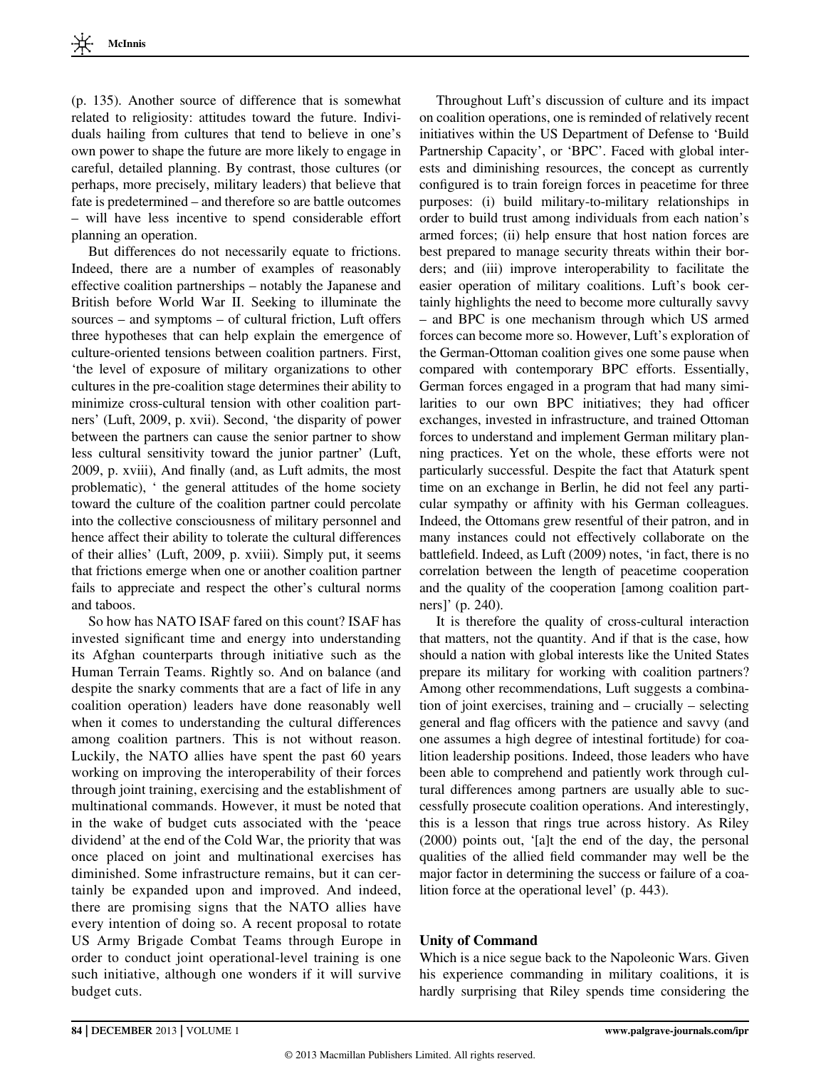(p. 135). Another source of difference that is somewhat related to religiosity: attitudes toward the future. Individuals hailing from cultures that tend to believe in one's own power to shape the future are more likely to engage in careful, detailed planning. By contrast, those cultures (or perhaps, more precisely, military leaders) that believe that fate is predetermined – and therefore so are battle outcomes – will have less incentive to spend considerable effort planning an operation.

But differences do not necessarily equate to frictions. Indeed, there are a number of examples of reasonably effective coalition partnerships – notably the Japanese and British before World War II. Seeking to illuminate the sources – and symptoms – of cultural friction, Luft offers three hypotheses that can help explain the emergence of culture-oriented tensions between coalition partners. First, 'the level of exposure of military organizations to other cultures in the pre-coalition stage determines their ability to minimize cross-cultural tension with other coalition partners' (Luft, 2009, p. xvii). Second, 'the disparity of power between the partners can cause the senior partner to show less cultural sensitivity toward the junior partner' (Luft, 2009, p. xviii), And finally (and, as Luft admits, the most problematic), ' the general attitudes of the home society toward the culture of the coalition partner could percolate into the collective consciousness of military personnel and hence affect their ability to tolerate the cultural differences of their allies' (Luft, 2009, p. xviii). Simply put, it seems that frictions emerge when one or another coalition partner fails to appreciate and respect the other's cultural norms and taboos.

So how has NATO ISAF fared on this count? ISAF has invested significant time and energy into understanding its Afghan counterparts through initiative such as the Human Terrain Teams. Rightly so. And on balance (and despite the snarky comments that are a fact of life in any coalition operation) leaders have done reasonably well when it comes to understanding the cultural differences among coalition partners. This is not without reason. Luckily, the NATO allies have spent the past 60 years working on improving the interoperability of their forces through joint training, exercising and the establishment of multinational commands. However, it must be noted that in the wake of budget cuts associated with the 'peace dividend' at the end of the Cold War, the priority that was once placed on joint and multinational exercises has diminished. Some infrastructure remains, but it can certainly be expanded upon and improved. And indeed, there are promising signs that the NATO allies have every intention of doing so. A recent proposal to rotate US Army Brigade Combat Teams through Europe in order to conduct joint operational-level training is one such initiative, although one wonders if it will survive budget cuts.

Throughout Luft's discussion of culture and its impact on coalition operations, one is reminded of relatively recent initiatives within the US Department of Defense to 'Build Partnership Capacity', or 'BPC'. Faced with global interests and diminishing resources, the concept as currently configured is to train foreign forces in peacetime for three purposes: (i) build military-to-military relationships in order to build trust among individuals from each nation's armed forces; (ii) help ensure that host nation forces are best prepared to manage security threats within their borders; and (iii) improve interoperability to facilitate the easier operation of military coalitions. Luft's book certainly highlights the need to become more culturally savvy – and BPC is one mechanism through which US armed forces can become more so. However, Luft's exploration of the German-Ottoman coalition gives one some pause when compared with contemporary BPC efforts. Essentially, German forces engaged in a program that had many similarities to our own BPC initiatives; they had officer exchanges, invested in infrastructure, and trained Ottoman forces to understand and implement German military planning practices. Yet on the whole, these efforts were not particularly successful. Despite the fact that Ataturk spent time on an exchange in Berlin, he did not feel any particular sympathy or affinity with his German colleagues. Indeed, the Ottomans grew resentful of their patron, and in many instances could not effectively collaborate on the battlefield. Indeed, as Luft (2009) notes, 'in fact, there is no correlation between the length of peacetime cooperation and the quality of the cooperation [among coalition partners]' (p. 240).

It is therefore the quality of cross-cultural interaction that matters, not the quantity. And if that is the case, how should a nation with global interests like the United States prepare its military for working with coalition partners? Among other recommendations, Luft suggests a combination of joint exercises, training and – crucially – selecting general and flag officers with the patience and savvy (and one assumes a high degree of intestinal fortitude) for coalition leadership positions. Indeed, those leaders who have been able to comprehend and patiently work through cultural differences among partners are usually able to successfully prosecute coalition operations. And interestingly, this is a lesson that rings true across history. As Riley (2000) points out, '[a]t the end of the day, the personal qualities of the allied field commander may well be the major factor in determining the success or failure of a coalition force at the operational level' (p. 443).

## Unity of Command

Which is a nice segue back to the Napoleonic Wars. Given his experience commanding in military coalitions, it is hardly surprising that Riley spends time considering the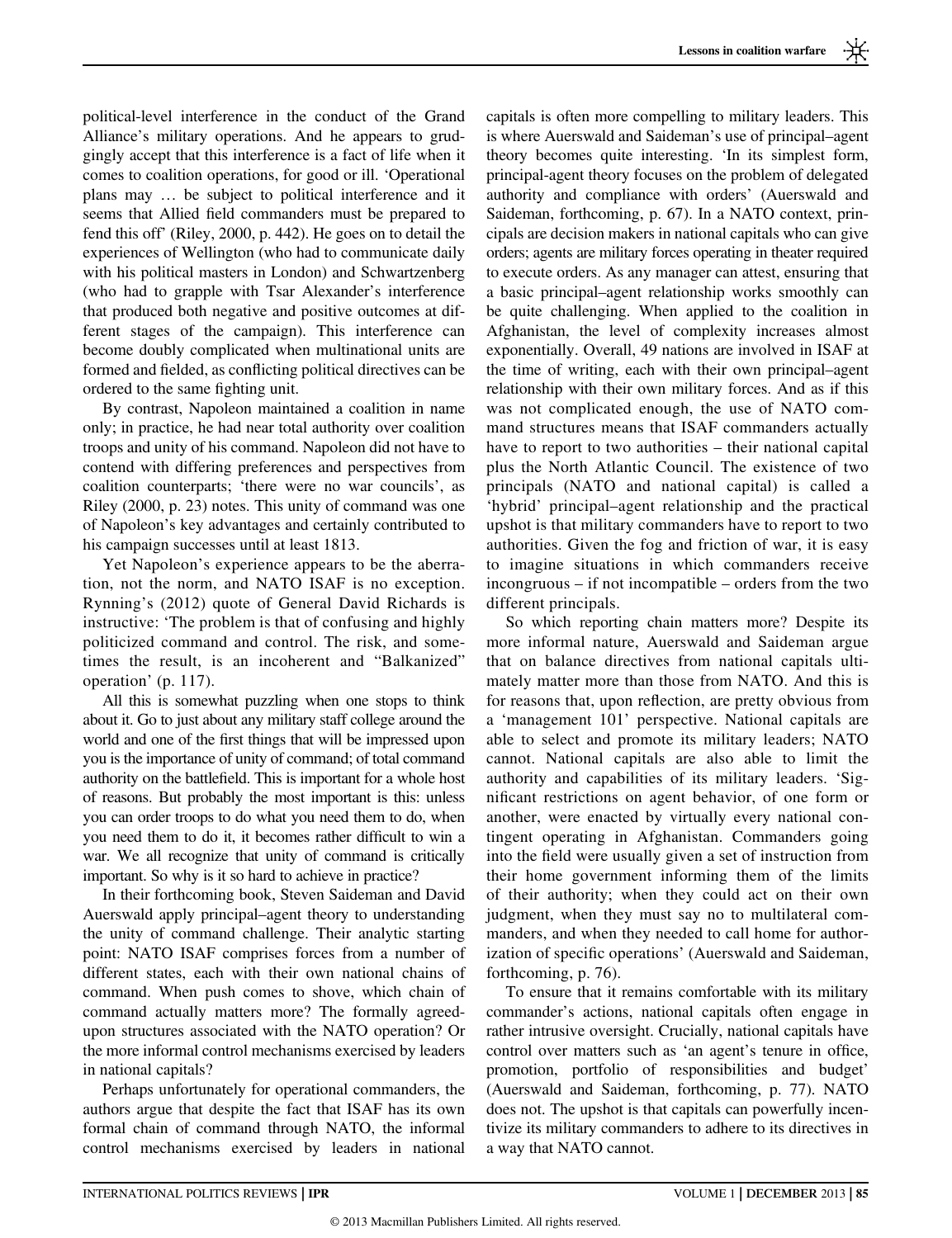political-level interference in the conduct of the Grand Alliance's military operations. And he appears to grudgingly accept that this interference is a fact of life when it comes to coalition operations, for good or ill. 'Operational plans may … be subject to political interference and it seems that Allied field commanders must be prepared to fend this off' (Riley, 2000, p. 442). He goes on to detail the experiences of Wellington (who had to communicate daily with his political masters in London) and Schwartzenberg (who had to grapple with Tsar Alexander's interference that produced both negative and positive outcomes at different stages of the campaign). This interference can become doubly complicated when multinational units are formed and fielded, as conflicting political directives can be ordered to the same fighting unit.

By contrast, Napoleon maintained a coalition in name only; in practice, he had near total authority over coalition troops and unity of his command. Napoleon did not have to contend with differing preferences and perspectives from coalition counterparts; 'there were no war councils', as Riley (2000, p. 23) notes. This unity of command was one of Napoleon's key advantages and certainly contributed to his campaign successes until at least 1813.

Yet Napoleon's experience appears to be the aberration, not the norm, and NATO ISAF is no exception. Rynning's (2012) quote of General David Richards is instructive: 'The problem is that of confusing and highly politicized command and control. The risk, and sometimes the result, is an incoherent and "Balkanized" operation' (p. 117).

All this is somewhat puzzling when one stops to think about it. Go to just about any military staff college around the world and one of the first things that will be impressed upon you is the importance of unity of command; of total command authority on the battlefield. This is important for a whole host of reasons. But probably the most important is this: unless you can order troops to do what you need them to do, when you need them to do it, it becomes rather difficult to win a war. We all recognize that unity of command is critically important. So why is it so hard to achieve in practice?

In their forthcoming book, Steven Saideman and David Auerswald apply principal–agent theory to understanding the unity of command challenge. Their analytic starting point: NATO ISAF comprises forces from a number of different states, each with their own national chains of command. When push comes to shove, which chain of command actually matters more? The formally agreed-upon structures associated with the NATO operation? Or the more informal control mechanisms exercised by leaders in national capitals?

Perhaps unfortunately for operational commanders, the authors argue that despite the fact that ISAF has its own formal chain of command through NATO, the informal control mechanisms exercised by leaders in national capitals is often more compelling to military leaders. This is where Auerswald and Saideman's use of principal–agent theory becomes quite interesting. 'In its simplest form, principal-agent theory focuses on the problem of delegated authority and compliance with orders' (Auerswald and Saideman, forthcoming, p. 67). In a NATO context, principals are decision makers in national capitals who can give orders; agents are military forces operating in theater required to execute orders. As any manager can attest, ensuring that a basic principal–agent relationship works smoothly can be quite challenging. When applied to the coalition in Afghanistan, the level of complexity increases almost exponentially. Overall, 49 nations are involved in ISAF at the time of writing, each with their own principal–agent relationship with their own military forces. And as if this was not complicated enough, the use of NATO command structures means that ISAF commanders actually have to report to two authorities – their national capital plus the North Atlantic Council. The existence of two principals (NATO and national capital) is called a 'hybrid' principal–agent relationship and the practical upshot is that military commanders have to report to two authorities. Given the fog and friction of war, it is easy to imagine situations in which commanders receive incongruous – if not incompatible – orders from the two different principals.

So which reporting chain matters more? Despite its more informal nature, Auerswald and Saideman argue that on balance directives from national capitals ultimately matter more than those from NATO. And this is for reasons that, upon reflection, are pretty obvious from a 'management 101' perspective. National capitals are able to select and promote its military leaders; NATO cannot. National capitals are also able to limit the authority and capabilities of its military leaders. 'Significant restrictions on agent behavior, of one form or another, were enacted by virtually every national contingent operating in Afghanistan. Commanders going into the field were usually given a set of instruction from their home government informing them of the limits of their authority; when they could act on their own judgment, when they must say no to multilateral commanders, and when they needed to call home for authorization of specific operations' (Auerswald and Saideman, forthcoming, p. 76).

To ensure that it remains comfortable with its military commander's actions, national capitals often engage in rather intrusive oversight. Crucially, national capitals have control over matters such as 'an agent's tenure in office, promotion, portfolio of responsibilities and budget' (Auerswald and Saideman, forthcoming, p. 77). NATO does not. The upshot is that capitals can powerfully incentivize its military commanders to adhere to its directives in a way that NATO cannot.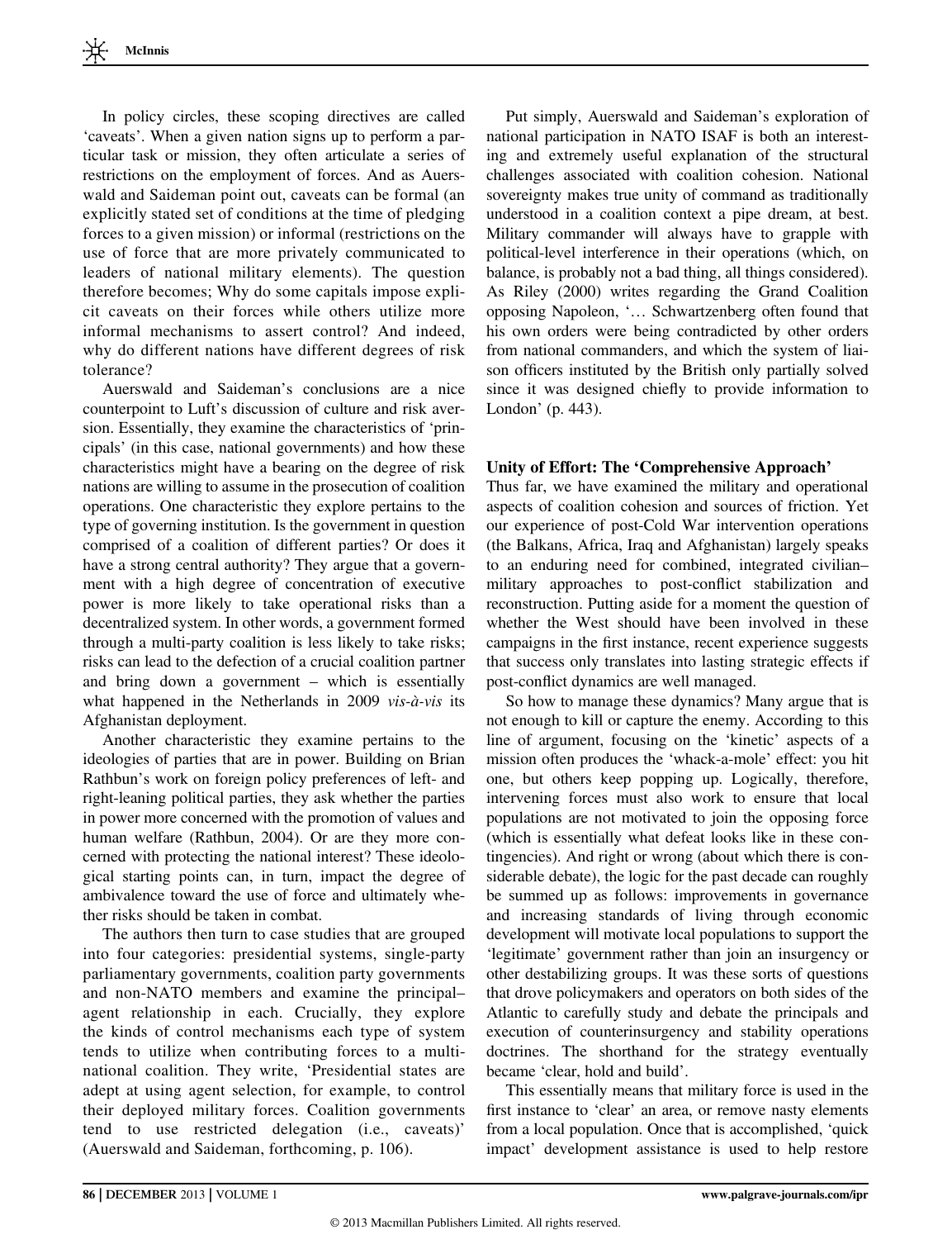In policy circles, these scoping directives are called 'caveats'. When a given nation signs up to perform a particular task or mission, they often articulate a series of restrictions on the employment of forces. And as Auerswald and Saideman point out, caveats can be formal (an explicitly stated set of conditions at the time of pledging forces to a given mission) or informal (restrictions on the use of force that are more privately communicated to leaders of national military elements). The question therefore becomes; Why do some capitals impose explicit caveats on their forces while others utilize more informal mechanisms to assert control? And indeed, why do different nations have different degrees of risk tolerance?

Auerswald and Saideman's conclusions are a nice counterpoint to Luft's discussion of culture and risk aversion. Essentially, they examine the characteristics of 'principals' (in this case, national governments) and how these characteristics might have a bearing on the degree of risk nations are willing to assume in the prosecution of coalition operations. One characteristic they explore pertains to the type of governing institution. Is the government in question comprised of a coalition of different parties? Or does it have a strong central authority? They argue that a government with a high degree of concentration of executive power is more likely to take operational risks than a decentralized system. In other words, a government formed through a multi-party coalition is less likely to take risks; risks can lead to the defection of a crucial coalition partner and bring down a government – which is essentially what happened in the Netherlands in 2009 *vis-à-vis* its Afghanistan deployment.

Another characteristic they examine pertains to the ideologies of parties that are in power. Building on Brian Rathbun's work on foreign policy preferences of left- and right-leaning political parties, they ask whether the parties in power more concerned with the promotion of values and human welfare (Rathbun, 2004). Or are they more concerned with protecting the national interest? These ideological starting points can, in turn, impact the degree of ambivalence toward the use of force and ultimately whether risks should be taken in combat.

The authors then turn to case studies that are grouped into four categories: presidential systems, single-party parliamentary governments, coalition party governments and non-NATO members and examine the principal–agent relationship in each. Crucially, they explore the kinds of control mechanisms each type of system tends to utilize when contributing forces to a multinational coalition. They write, 'Presidential states are adept at using agent selection, for example, to control their deployed military forces. Coalition governments tend to use restricted delegation (i.e., caveats)' (Auerswald and Saideman, forthcoming, p. 106).

Put simply, Auerswald and Saideman's exploration of national participation in NATO ISAF is both an interesting and extremely useful explanation of the structural challenges associated with coalition cohesion. National sovereignty makes true unity of command as traditionally understood in a coalition context a pipe dream, at best. Military commander will always have to grapple with political-level interference in their operations (which, on balance, is probably not a bad thing, all things considered). As Riley (2000) writes regarding the Grand Coalition opposing Napoleon, '… Schwartzenberg often found that his own orders were being contradicted by other orders from national commanders, and which the system of liaison officers instituted by the British only partially solved since it was designed chiefly to provide information to London' (p. 443).

### Unity of Effort: The 'Comprehensive Approach'

Thus far, we have examined the military and operational aspects of coalition cohesion and sources of friction. Yet our experience of post-Cold War intervention operations (the Balkans, Africa, Iraq and Afghanistan) largely speaks to an enduring need for combined, integrated civilian–military approaches to post-conflict stabilization and reconstruction. Putting aside for a moment the question of whether the West should have been involved in these campaigns in the first instance, recent experience suggests that success only translates into lasting strategic effects if post-conflict dynamics are well managed.

So how to manage these dynamics? Many argue that is not enough to kill or capture the enemy. According to this line of argument, focusing on the 'kinetic' aspects of a mission often produces the 'whack-a-mole' effect: you hit one, but others keep popping up. Logically, therefore, intervening forces must also work to ensure that local populations are not motivated to join the opposing force (which is essentially what defeat looks like in these contingencies). And right or wrong (about which there is considerable debate), the logic for the past decade can roughly be summed up as follows: improvements in governance and increasing standards of living through economic development will motivate local populations to support the 'legitimate' government rather than join an insurgency or other destabilizing groups. It was these sorts of questions that drove policymakers and operators on both sides of the Atlantic to carefully study and debate the principals and execution of counterinsurgency and stability operations doctrines. The shorthand for the strategy eventually became 'clear, hold and build'.

This essentially means that military force is used in the first instance to 'clear' an area, or remove nasty elements from a local population. Once that is accomplished, 'quick impact' development assistance is used to help restore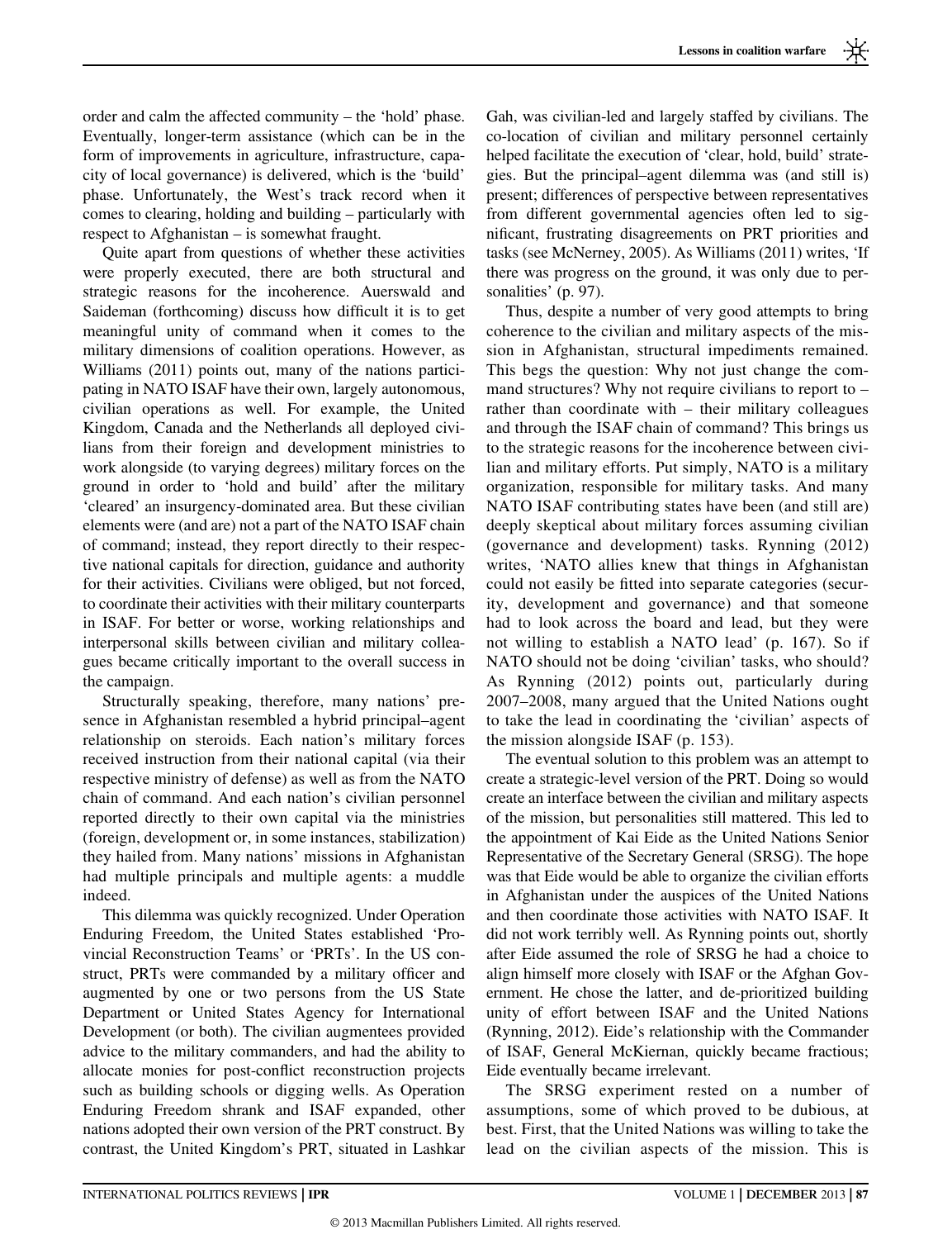order and calm the affected community – the 'hold' phase. Eventually, longer-term assistance (which can be in the form of improvements in agriculture, infrastructure, capacity of local governance) is delivered, which is the 'build' phase. Unfortunately, the West's track record when it comes to clearing, holding and building – particularly with respect to Afghanistan – is somewhat fraught.

Quite apart from questions of whether these activities were properly executed, there are both structural and strategic reasons for the incoherence. Auerswald and Saideman (forthcoming) discuss how difficult it is to get meaningful unity of command when it comes to the military dimensions of coalition operations. However, as Williams (2011) points out, many of the nations participating in NATO ISAF have their own, largely autonomous, civilian operations as well. For example, the United Kingdom, Canada and the Netherlands all deployed civilians from their foreign and development ministries to work alongside (to varying degrees) military forces on the ground in order to 'hold and build' after the military 'cleared' an insurgency-dominated area. But these civilian elements were (and are) not a part of the NATO ISAF chain of command; instead, they report directly to their respective national capitals for direction, guidance and authority for their activities. Civilians were obliged, but not forced, to coordinate their activities with their military counterparts in ISAF. For better or worse, working relationships and interpersonal skills between civilian and military colleagues became critically important to the overall success in the campaign.

Structurally speaking, therefore, many nations' presence in Afghanistan resembled a hybrid principal–agent relationship on steroids. Each nation's military forces received instruction from their national capital (via their respective ministry of defense) as well as from the NATO chain of command. And each nation's civilian personnel reported directly to their own capital via the ministries (foreign, development or, in some instances, stabilization) they hailed from. Many nations' missions in Afghanistan had multiple principals and multiple agents: a muddle indeed.

This dilemma was quickly recognized. Under Operation Enduring Freedom, the United States established 'Provincial Reconstruction Teams' or 'PRTs'. In the US construct, PRTs were commanded by a military officer and augmented by one or two persons from the US State Department or United States Agency for International Development (or both). The civilian augmentees provided advice to the military commanders, and had the ability to allocate monies for post-conflict reconstruction projects such as building schools or digging wells. As Operation Enduring Freedom shrank and ISAF expanded, other nations adopted their own version of the PRT construct. By contrast, the United Kingdom's PRT, situated in Lashkar Gah, was civilian-led and largely staffed by civilians. The co-location of civilian and military personnel certainly helped facilitate the execution of 'clear, hold, build' strategies. But the principal–agent dilemma was (and still is) present; differences of perspective between representatives from different governmental agencies often led to significant, frustrating disagreements on PRT priorities and tasks (see McNerney, 2005). As Williams (2011) writes, 'If there was progress on the ground, it was only due to personalities' (p. 97).

Thus, despite a number of very good attempts to bring coherence to the civilian and military aspects of the mission in Afghanistan, structural impediments remained. This begs the question: Why not just change the command structures? Why not require civilians to report to – rather than coordinate with – their military colleagues and through the ISAF chain of command? This brings us to the strategic reasons for the incoherence between civilian and military efforts. Put simply, NATO is a military organization, responsible for military tasks. And many NATO ISAF contributing states have been (and still are) deeply skeptical about military forces assuming civilian (governance and development) tasks. Rynning (2012) writes, 'NATO allies knew that things in Afghanistan could not easily be fitted into separate categories (security, development and governance) and that someone had to look across the board and lead, but they were not willing to establish a NATO lead' (p. 167). So if NATO should not be doing 'civilian' tasks, who should? As Rynning (2012) points out, particularly during 2007–2008, many argued that the United Nations ought to take the lead in coordinating the 'civilian' aspects of the mission alongside ISAF (p. 153).

The eventual solution to this problem was an attempt to create a strategic-level version of the PRT. Doing so would create an interface between the civilian and military aspects of the mission, but personalities still mattered. This led to the appointment of Kai Eide as the United Nations Senior Representative of the Secretary General (SRSG). The hope was that Eide would be able to organize the civilian efforts in Afghanistan under the auspices of the United Nations and then coordinate those activities with NATO ISAF. It did not work terribly well. As Rynning points out, shortly after Eide assumed the role of SRSG he had a choice to align himself more closely with ISAF or the Afghan Government. He chose the latter, and de-prioritized building unity of effort between ISAF and the United Nations (Rynning, 2012). Eide's relationship with the Commander of ISAF, General McKiernan, quickly became fractious; Eide eventually became irrelevant.

The SRSG experiment rested on a number of assumptions, some of which proved to be dubious, at best. First, that the United Nations was willing to take the lead on the civilian aspects of the mission. This is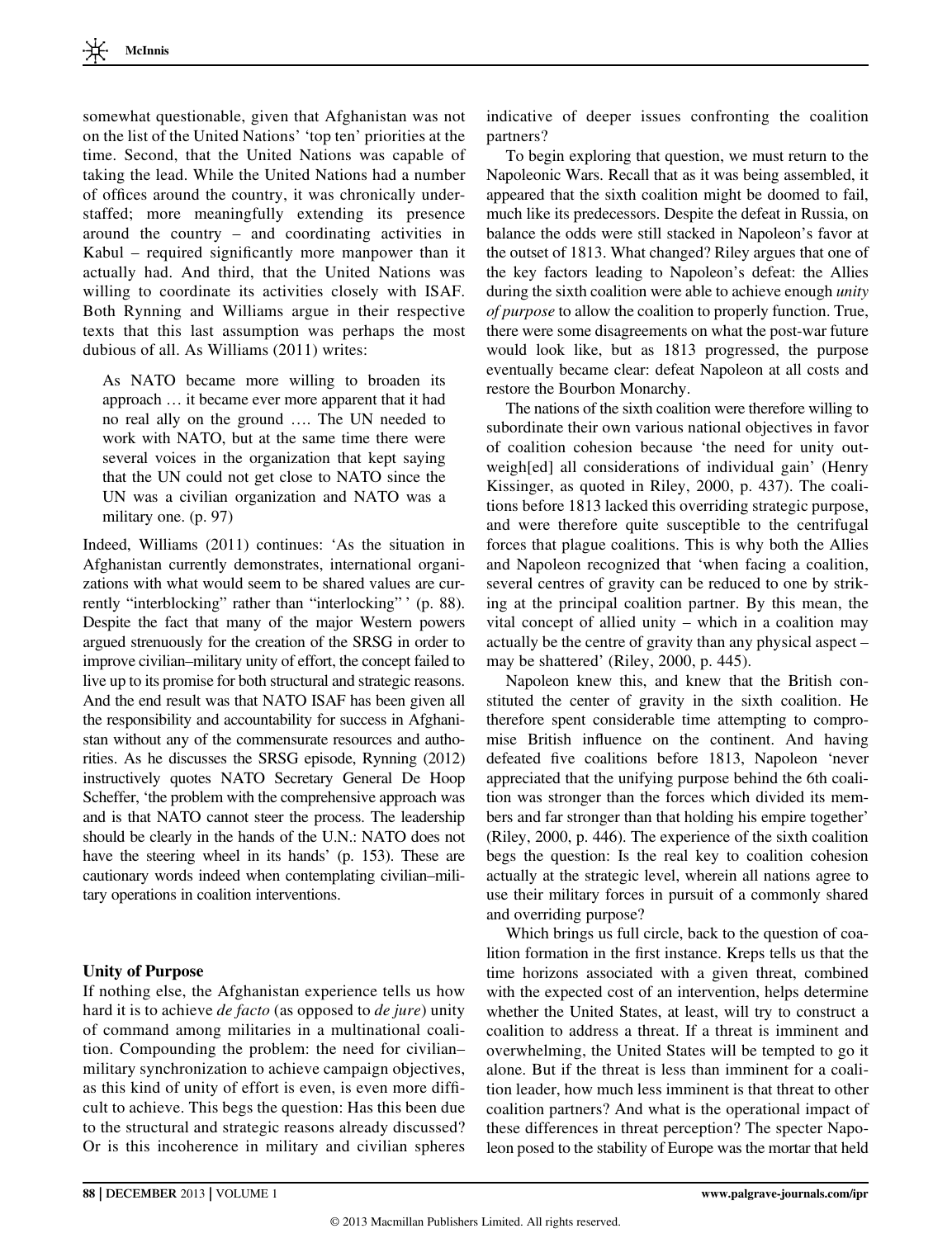somewhat questionable, given that Afghanistan was not on the list of the United Nations' 'top ten' priorities at the time. Second, that the United Nations was capable of taking the lead. While the United Nations had a number of offices around the country, it was chronically understaffed; more meaningfully extending its presence around the country – and coordinating activities in Kabul – required significantly more manpower than it actually had. And third, that the United Nations was willing to coordinate its activities closely with ISAF. Both Rynning and Williams argue in their respective texts that this last assumption was perhaps the most dubious of all. As Williams (2011) writes:

> As NATO became more willing to broaden its approach … it became ever more apparent that it had no real ally on the ground …. The UN needed to work with NATO, but at the same time there were several voices in the organization that kept saying that the UN could not get close to NATO since the UN was a civilian organization and NATO was a military one. (p. 97)

Indeed, Williams (2011) continues: 'As the situation in Afghanistan currently demonstrates, international organizations with what would seem to be shared values are currently "interblocking" rather than "interlocking" ' (p. 88). Despite the fact that many of the major Western powers argued strenuously for the creation of the SRSG in order to improve civilian–military unity of effort, the concept failed to live up to its promise for both structural and strategic reasons. And the end result was that NATO ISAF has been given all the responsibility and accountability for success in Afghanistan without any of the commensurate resources and authorities. As he discusses the SRSG episode, Rynning (2012) instructively quotes NATO Secretary General De Hoop Scheffer, 'the problem with the comprehensive approach was and is that NATO cannot steer the process. The leadership should be clearly in the hands of the U.N.: NATO does not have the steering wheel in its hands' (p. 153). These are cautionary words indeed when contemplating civilian–military operations in coalition interventions.

## Unity of Purpose

If nothing else, the Afghanistan experience tells us how hard it is to achieve *de facto* (as opposed to *de jure*) unity of command among militaries in a multinational coalition. Compounding the problem: the need for civilian–military synchronization to achieve campaign objectives, as this kind of unity of effort is even, is even more difficult to achieve. This begs the question: Has this been due to the structural and strategic reasons already discussed? Or is this incoherence in military and civilian spheres indicative of deeper issues confronting the coalition partners?

To begin exploring that question, we must return to the Napoleonic Wars. Recall that as it was being assembled, it appeared that the sixth coalition might be doomed to fail, much like its predecessors. Despite the defeat in Russia, on balance the odds were still stacked in Napoleon's favor at the outset of 1813. What changed? Riley argues that one of the key factors leading to Napoleon's defeat: the Allies during the sixth coalition were able to achieve enough *unity of purpose* to allow the coalition to properly function. True, there were some disagreements on what the post-war future would look like, but as 1813 progressed, the purpose eventually became clear: defeat Napoleon at all costs and restore the Bourbon Monarchy.

The nations of the sixth coalition were therefore willing to subordinate their own various national objectives in favor of coalition cohesion because 'the need for unity outweigh[ed] all considerations of individual gain' (Henry Kissinger, as quoted in Riley, 2000, p. 437). The coalitions before 1813 lacked this overriding strategic purpose, and were therefore quite susceptible to the centrifugal forces that plague coalitions. This is why both the Allies and Napoleon recognized that 'when facing a coalition, several centres of gravity can be reduced to one by striking at the principal coalition partner. By this mean, the vital concept of allied unity – which in a coalition may actually be the centre of gravity than any physical aspect – may be shattered' (Riley, 2000, p. 445).

Napoleon knew this, and knew that the British constituted the center of gravity in the sixth coalition. He therefore spent considerable time attempting to compromise British influence on the continent. And having defeated five coalitions before 1813, Napoleon 'never appreciated that the unifying purpose behind the 6th coalition was stronger than the forces which divided its members and far stronger than that holding his empire together' (Riley, 2000, p. 446). The experience of the sixth coalition begs the question: Is the real key to coalition cohesion actually at the strategic level, wherein all nations agree to use their military forces in pursuit of a commonly shared and overriding purpose?

Which brings us full circle, back to the question of coalition formation in the first instance. Kreps tells us that the time horizons associated with a given threat, combined with the expected cost of an intervention, helps determine whether the United States, at least, will try to construct a coalition to address a threat. If a threat is imminent and overwhelming, the United States will be tempted to go it alone. But if the threat is less than imminent for a coalition leader, how much less imminent is that threat to other coalition partners? And what is the operational impact of these differences in threat perception? The specter Napoleon posed to the stability of Europe was the mortar that held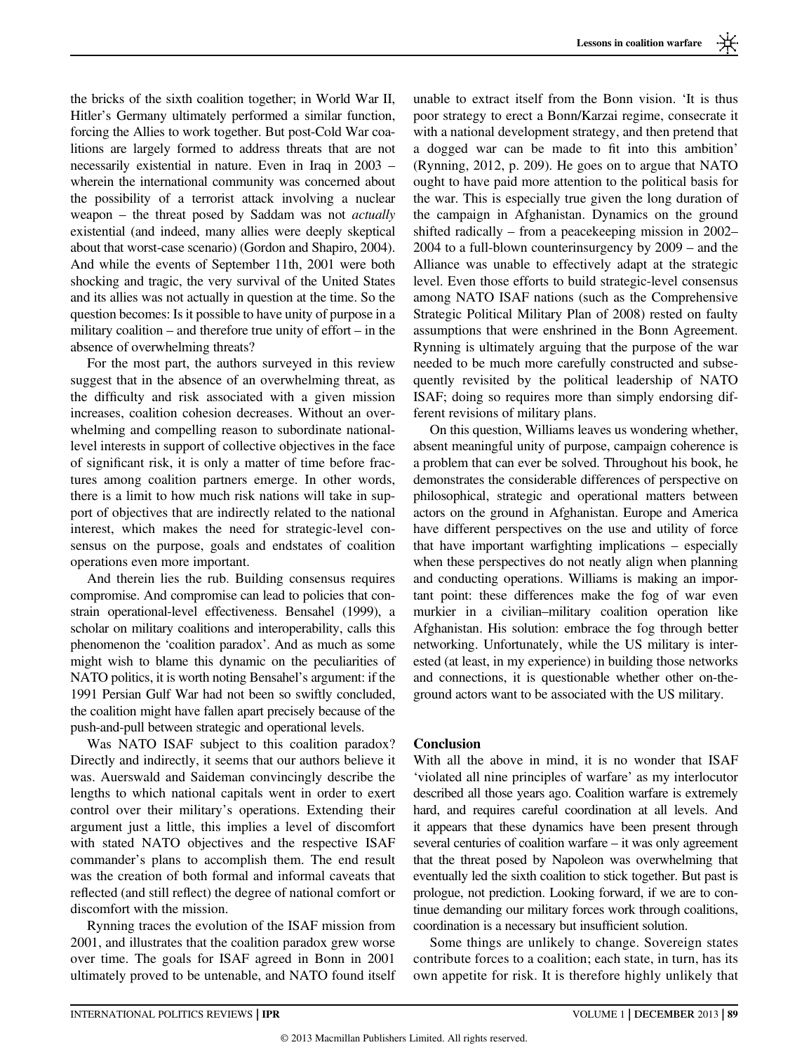the bricks of the sixth coalition together; in World War II, Hitler's Germany ultimately performed a similar function, forcing the Allies to work together. But post-Cold War coalitions are largely formed to address threats that are not necessarily existential in nature. Even in Iraq in 2003 – wherein the international community was concerned about the possibility of a terrorist attack involving a nuclear weapon – the threat posed by Saddam was not *actually* existential (and indeed, many allies were deeply skeptical about that worst-case scenario) (Gordon and Shapiro, 2004). And while the events of September 11th, 2001 were both shocking and tragic, the very survival of the United States and its allies was not actually in question at the time. So the question becomes: Is it possible to have unity of purpose in a military coalition – and therefore true unity of effort – in the absence of overwhelming threats?

For the most part, the authors surveyed in this review suggest that in the absence of an overwhelming threat, as the difficulty and risk associated with a given mission increases, coalition cohesion decreases. Without an overwhelming and compelling reason to subordinate national-level interests in support of collective objectives in the face of significant risk, it is only a matter of time before fractures among coalition partners emerge. In other words, there is a limit to how much risk nations will take in support of objectives that are indirectly related to the national interest, which makes the need for strategic-level consensus on the purpose, goals and endstates of coalition operations even more important.

And therein lies the rub. Building consensus requires compromise. And compromise can lead to policies that constrain operational-level effectiveness. Bensahel (1999), a scholar on military coalitions and interoperability, calls this phenomenon the 'coalition paradox'. And as much as some might wish to blame this dynamic on the peculiarities of NATO politics, it is worth noting Bensahel's argument: if the 1991 Persian Gulf War had not been so swiftly concluded, the coalition might have fallen apart precisely because of the push-and-pull between strategic and operational levels.

Was NATO ISAF subject to this coalition paradox? Directly and indirectly, it seems that our authors believe it was. Auerswald and Saideman convincingly describe the lengths to which national capitals went in order to exert control over their military's operations. Extending their argument just a little, this implies a level of discomfort with stated NATO objectives and the respective ISAF commander's plans to accomplish them. The end result was the creation of both formal and informal caveats that reflected (and still reflect) the degree of national comfort or discomfort with the mission.

Rynning traces the evolution of the ISAF mission from 2001, and illustrates that the coalition paradox grew worse over time. The goals for ISAF agreed in Bonn in 2001 ultimately proved to be untenable, and NATO found itself unable to extract itself from the Bonn vision. 'It is thus poor strategy to erect a Bonn/Karzai regime, consecrate it with a national development strategy, and then pretend that a dogged war can be made to fit into this ambition' (Rynning, 2012, p. 209). He goes on to argue that NATO ought to have paid more attention to the political basis for the war. This is especially true given the long duration of the campaign in Afghanistan. Dynamics on the ground shifted radically – from a peacekeeping mission in 2002–2004 to a full-blown counterinsurgency by 2009 – and the Alliance was unable to effectively adapt at the strategic level. Even those efforts to build strategic-level consensus among NATO ISAF nations (such as the Comprehensive Strategic Political Military Plan of 2008) rested on faulty assumptions that were enshrined in the Bonn Agreement. Rynning is ultimately arguing that the purpose of the war needed to be much more carefully constructed and subsequently revisited by the political leadership of NATO ISAF; doing so requires more than simply endorsing different revisions of military plans.

On this question, Williams leaves us wondering whether, absent meaningful unity of purpose, campaign coherence is a problem that can ever be solved. Throughout his book, he demonstrates the considerable differences of perspective on philosophical, strategic and operational matters between actors on the ground in Afghanistan. Europe and America have different perspectives on the use and utility of force that have important warfighting implications – especially when these perspectives do not neatly align when planning and conducting operations. Williams is making an important point: these differences make the fog of war even murkier in a civilian–military coalition operation like Afghanistan. His solution: embrace the fog through better networking. Unfortunately, while the US military is interested (at least, in my experience) in building those networks and connections, it is questionable whether other on-the-ground actors want to be associated with the US military.

## Conclusion

With all the above in mind, it is no wonder that ISAF 'violated all nine principles of warfare' as my interlocutor described all those years ago. Coalition warfare is extremely hard, and requires careful coordination at all levels. And it appears that these dynamics have been present through several centuries of coalition warfare – it was only agreement that the threat posed by Napoleon was overwhelming that eventually led the sixth coalition to stick together. But past is prologue, not prediction. Looking forward, if we are to continue demanding our military forces work through coalitions, coordination is a necessary but insufficient solution.

Some things are unlikely to change. Sovereign states contribute forces to a coalition; each state, in turn, has its own appetite for risk. It is therefore highly unlikely that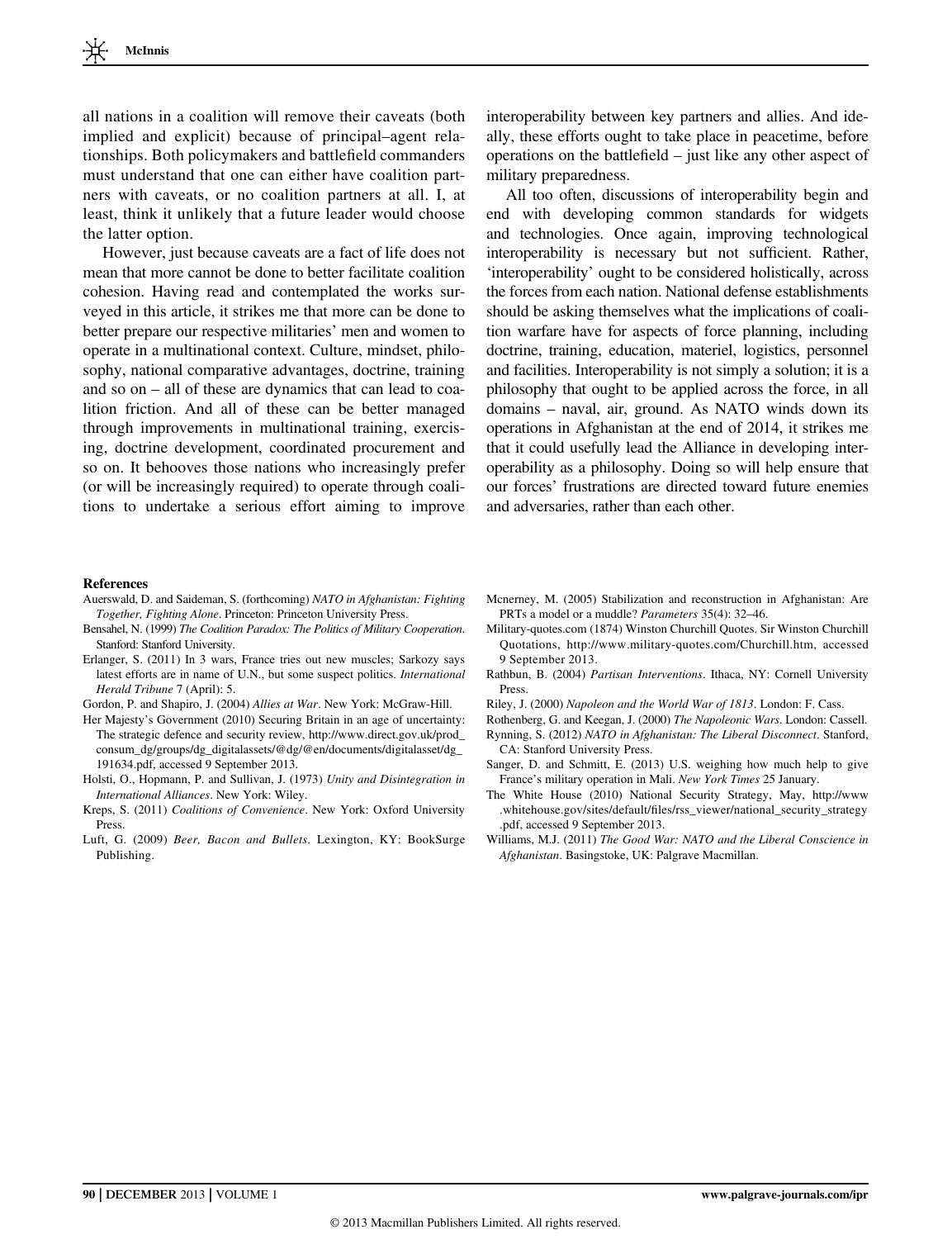all nations in a coalition will remove their caveats (both implied and explicit) because of principal–agent relationships. Both policymakers and battlefield commanders must understand that one can either have coalition partners with caveats, or no coalition partners at all. I, at least, think it unlikely that a future leader would choose the latter option.

However, just because caveats are a fact of life does not mean that more cannot be done to better facilitate coalition cohesion. Having read and contemplated the works surveyed in this article, it strikes me that more can be done to better prepare our respective militaries' men and women to operate in a multinational context. Culture, mindset, philosophy, national comparative advantages, doctrine, training and so on – all of these are dynamics that can lead to coalition friction. And all of these can be better managed through improvements in multinational training, exercising, doctrine development, coordinated procurement and so on. It behooves those nations who increasingly prefer (or will be increasingly required) to operate through coalitions to undertake a serious effort aiming to improve interoperability between key partners and allies. And ideally, these efforts ought to take place in peacetime, before operations on the battlefield – just like any other aspect of military preparedness.

All too often, discussions of interoperability begin and end with developing common standards for widgets and technologies. Once again, improving technological interoperability is necessary but not sufficient. Rather, 'interoperability' ought to be considered holistically, across the forces from each nation. National defense establishments should be asking themselves what the implications of coalition warfare have for aspects of force planning, including doctrine, training, education, materiel, logistics, personnel and facilities. Interoperability is not simply a solution; it is a philosophy that ought to be applied across the force, in all domains – naval, air, ground. As NATO winds down its operations in Afghanistan at the end of 2014, it strikes me that it could usefully lead the Alliance in developing interoperability as a philosophy. Doing so will help ensure that our forces' frustrations are directed toward future enemies and adversaries, rather than each other.

## References

Auerswald, D. and Saideman, S. (forthcoming) *NATO in Afghanistan: Fighting Together, Fighting Alone*. Princeton: Princeton University Press.

Bensahel, N. (1999) *The Coalition Paradox: The Politics of Military Cooperation*. Stanford: Stanford University.

Erlanger, S. (2011) In 3 wars, France tries out new muscles; Sarkozy says latest efforts are in name of U.N., but some suspect politics. *International Herald Tribune* 7 (April): 5.

Gordon, P. and Shapiro, J. (2004) *Allies at War*. New York: McGraw-Hill.

Her Majesty's Government (2010) Securing Britain in an age of uncertainty: The strategic defence and security review, http://www.direct.gov.uk/prod_consum_dg/groups/dg_digitalassets/@dg/@en/documents/digitalasset/dg_191634.pdf, accessed 9 September 2013.

Holsti, O., Hopmann, P. and Sullivan, J. (1973) *Unity and Disintegration in International Alliances*. New York: Wiley.

Kreps, S. (2011) *Coalitions of Convenience*. New York: Oxford University Press.

Luft, G. (2009) *Beer, Bacon and Bullets*. Lexington, KY: BookSurge Publishing.

Mcnerney, M. (2005) Stabilization and reconstruction in Afghanistan: Are PRTs a model or a muddle? *Parameters* 35(4): 32–46.

Military-quotes.com (1874) Winston Churchill Quotes. Sir Winston Churchill Quotations, http://www.military-quotes.com/Churchill.htm, accessed 9 September 2013.

Rathbun, B. (2004) *Partisan Interventions*. Ithaca, NY: Cornell University Press.

Riley, J. (2000) *Napoleon and the World War of 1813*. London: F. Cass.

Rothenberg, G. and Keegan, J. (2000) *The Napoleonic Wars*. London: Cassell.

Rynning, S. (2012) *NATO in Afghanistan: The Liberal Disconnect*. Stanford, CA: Stanford University Press.

Sanger, D. and Schmitt, E. (2013) U.S. weighing how much help to give France's military operation in Mali. *New York Times* 25 January.

The White House (2010) National Security Strategy, May, http://www.whitehouse.gov/sites/default/files/rss_viewer/national_security_strategy.pdf, accessed 9 September 2013.

Williams, M.J. (2011) *The Good War: NATO and the Liberal Conscience in Afghanistan*. Basingstoke, UK: Palgrave Macmillan.